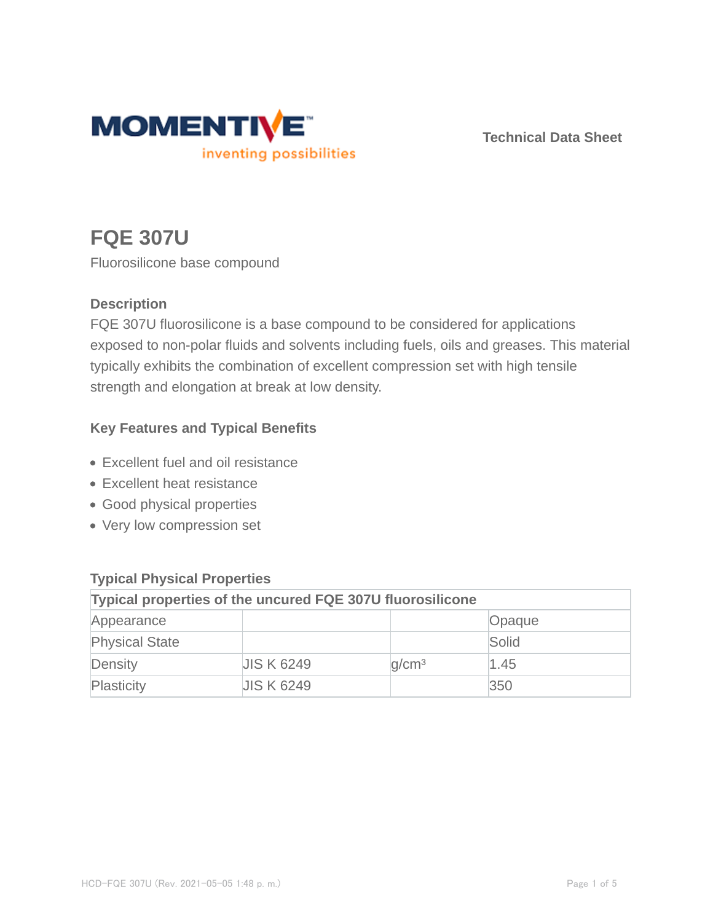MOMENTIVE

inventing possibilities

Technical Data Sheet

# FQE 307U

Fluorosilicone base compound

## Description

FQE 307U fluorosilicone is a base compound to be considered for applications exposed to non-polar fluids and solvents including fuels, oils and greases. This material typically exhibits the combination of excellent compression set with high tensile strength and elongation at break at low density.

## Key Features and Typical Benefits

- Excellent fuel and oil resistance
- Excellent heat resistance
- Good physical properties
- Very low compression set

## Typical Physical Properties

| Typical properties of the uncured FQE 307U fluorosilicone | | | |
|---|---|---|---|
| Appearance | | | Opaque |
| Physical State | | | Solid |
| Density | JIS K 6249 | $g/cm^3$ | 1.45 |
| Plasticity | JIS K 6249 | | 350 |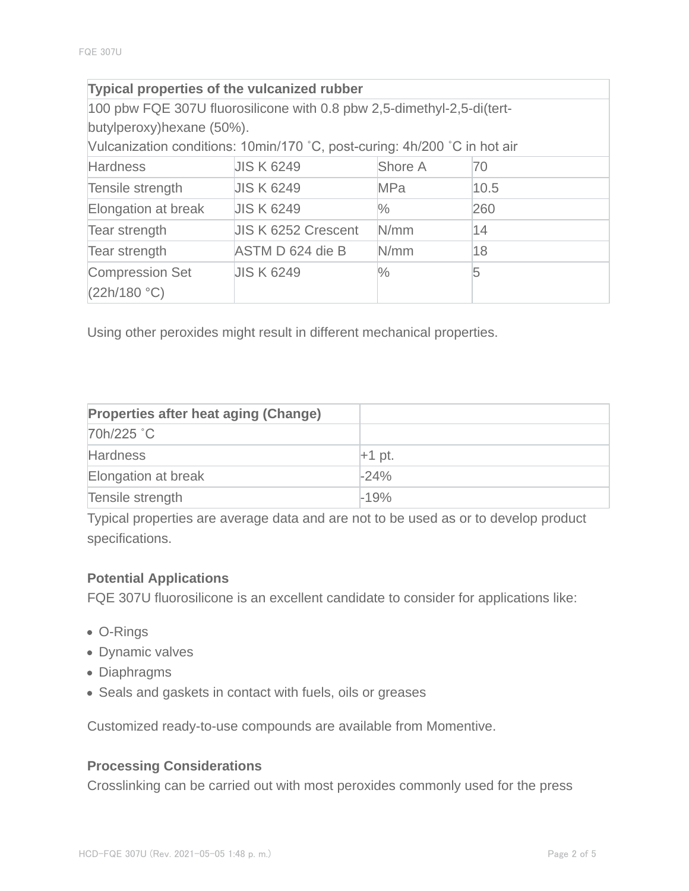| Typical properties of the vulcanized rubber | | | |
|---|---|---|---|
| 100 pbw FQE 307U fluorosilicone with 0.8 pbw 2,5-dimethyl-2,5-di(tert-butylperoxy)hexane (50%). Vulcanization conditions: 10min/170 ˚C, post-curing: 4h/200 ˚C in hot air | | | |
| Hardness | JIS K 6249 | Shore A | 70 |
| Tensile strength | JIS K 6249 | MPa | 10.5 |
| Elongation at break | JIS K 6249 | % | 260 |
| Tear strength | JIS K 6252 Crescent | N/mm | 14 |
| Tear strength | ASTM D 624 die B | N/mm | 18 |
| Compression Set (22h/180 °C) | JIS K 6249 | % | 5 |

Using other peroxides might result in different mechanical properties.

| Properties after heat aging (Change) | |
|---|---|
| 70h/225 ˚C | |
| Hardness | +1 pt. |
| Elongation at break | -24% |
| Tensile strength | -19% |

Typical properties are average data and are not to be used as or to develop product specifications.

### Potential Applications

FQE 307U fluorosilicone is an excellent candidate to consider for applications like:

- O-Rings
- Dynamic valves
- Diaphragms
- Seals and gaskets in contact with fuels, oils or greases

Customized ready-to-use compounds are available from Momentive.

### Processing Considerations

Crosslinking can be carried out with most peroxides commonly used for the press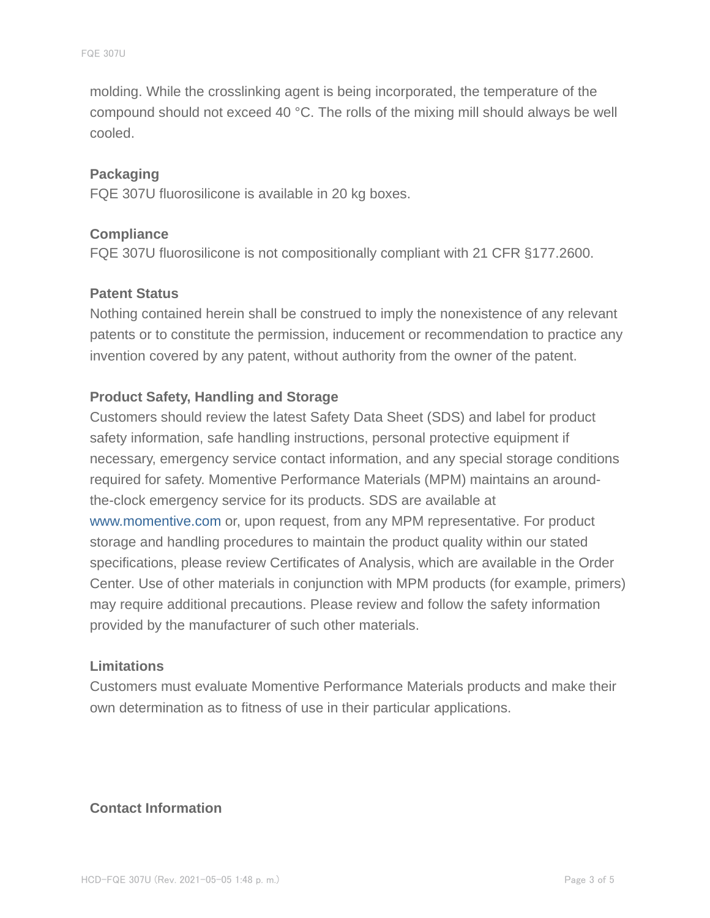molding. While the crosslinking agent is being incorporated, the temperature of the compound should not exceed 40 °C. The rolls of the mixing mill should always be well cooled.

### Packaging

FQE 307U fluorosilicone is available in 20 kg boxes.

### Compliance

FQE 307U fluorosilicone is not compositionally compliant with 21 CFR §177.2600.

### Patent Status

Nothing contained herein shall be construed to imply the nonexistence of any relevant patents or to constitute the permission, inducement or recommendation to practice any invention covered by any patent, without authority from the owner of the patent.

### Product Safety, Handling and Storage

Customers should review the latest Safety Data Sheet (SDS) and label for product safety information, safe handling instructions, personal protective equipment if necessary, emergency service contact information, and any special storage conditions required for safety. Momentive Performance Materials (MPM) maintains an around-the-clock emergency service for its products. SDS are available at www.momentive.com or, upon request, from any MPM representative. For product storage and handling procedures to maintain the product quality within our stated specifications, please review Certificates of Analysis, which are available in the Order Center. Use of other materials in conjunction with MPM products (for example, primers) may require additional precautions. Please review and follow the safety information provided by the manufacturer of such other materials.

### Limitations

Customers must evaluate Momentive Performance Materials products and make their own determination as to fitness of use in their particular applications.

### Contact Information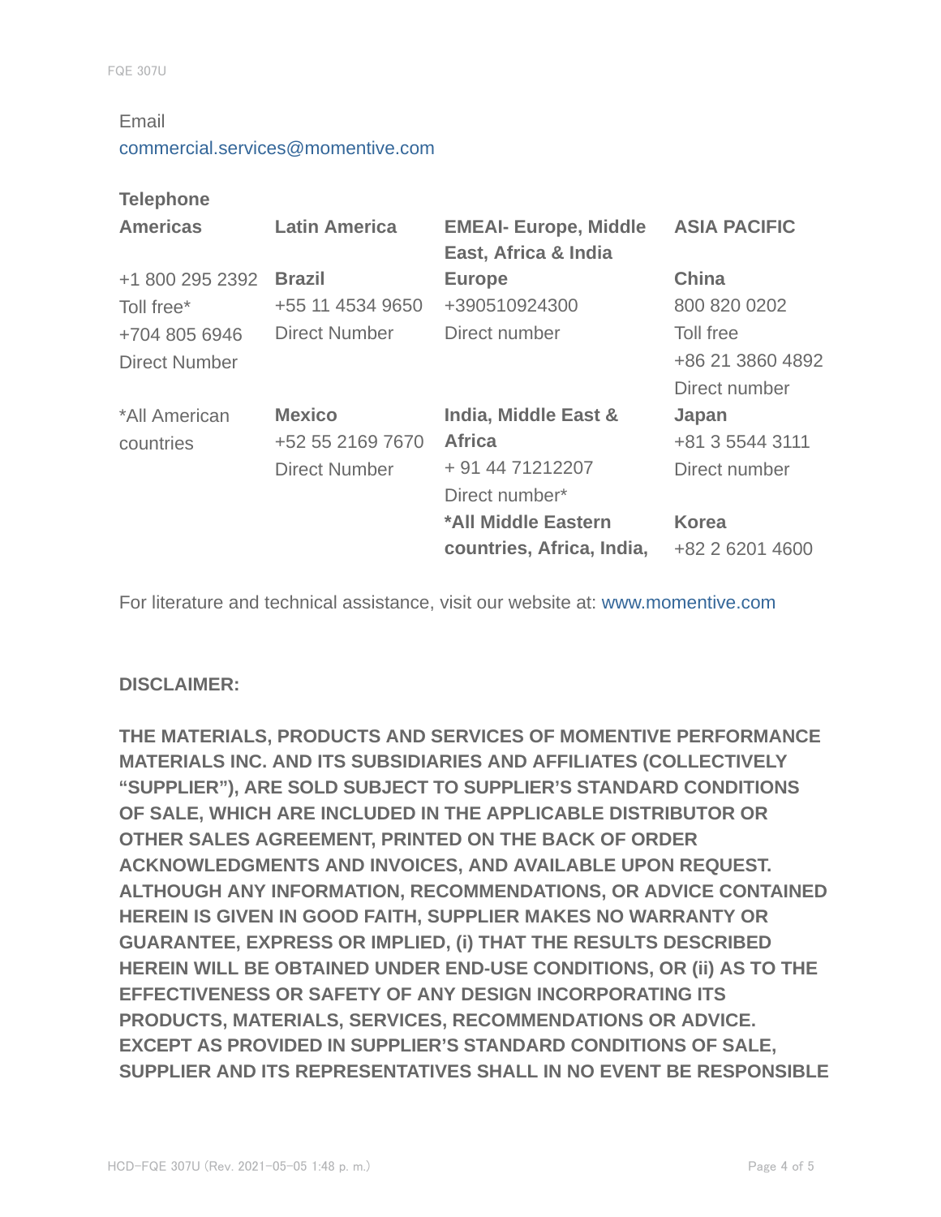Email
commercial.services@momentive.com

**Telephone**

| **Americas** | **Latin America** | **EMEAI- Europe, Middle East, Africa & India** | **ASIA PACIFIC** |
|---|---|---|---|
| +1 800 295 2392<br>Toll free*<br>+704 805 6946<br>Direct Number | **Brazil**<br>+55 11 4534 9650<br>Direct Number | **Europe**<br>+390510924300<br>Direct number | **China**<br>800 820 0202<br>Toll free<br>+86 21 3860 4892<br>Direct number |
| *All American countries | **Mexico**<br>+52 55 2169 7670<br>Direct Number | **India, Middle East & Africa**<br>+ 91 44 71212207<br>Direct number*<br>**\*All Middle Eastern countries, Africa, India,** | **Japan**<br>+81 3 5544 3111<br>Direct number<br>**Korea**<br>+82 2 6201 4600 |

For literature and technical assistance, visit our website at: www.momentive.com

**DISCLAIMER:**

**THE MATERIALS, PRODUCTS AND SERVICES OF MOMENTIVE PERFORMANCE MATERIALS INC. AND ITS SUBSIDIARIES AND AFFILIATES (COLLECTIVELY "SUPPLIER"), ARE SOLD SUBJECT TO SUPPLIER'S STANDARD CONDITIONS OF SALE, WHICH ARE INCLUDED IN THE APPLICABLE DISTRIBUTOR OR OTHER SALES AGREEMENT, PRINTED ON THE BACK OF ORDER ACKNOWLEDGMENTS AND INVOICES, AND AVAILABLE UPON REQUEST. ALTHOUGH ANY INFORMATION, RECOMMENDATIONS, OR ADVICE CONTAINED HEREIN IS GIVEN IN GOOD FAITH, SUPPLIER MAKES NO WARRANTY OR GUARANTEE, EXPRESS OR IMPLIED, (i) THAT THE RESULTS DESCRIBED HEREIN WILL BE OBTAINED UNDER END-USE CONDITIONS, OR (ii) AS TO THE EFFECTIVENESS OR SAFETY OF ANY DESIGN INCORPORATING ITS PRODUCTS, MATERIALS, SERVICES, RECOMMENDATIONS OR ADVICE. EXCEPT AS PROVIDED IN SUPPLIER'S STANDARD CONDITIONS OF SALE, SUPPLIER AND ITS REPRESENTATIVES SHALL IN NO EVENT BE RESPONSIBLE**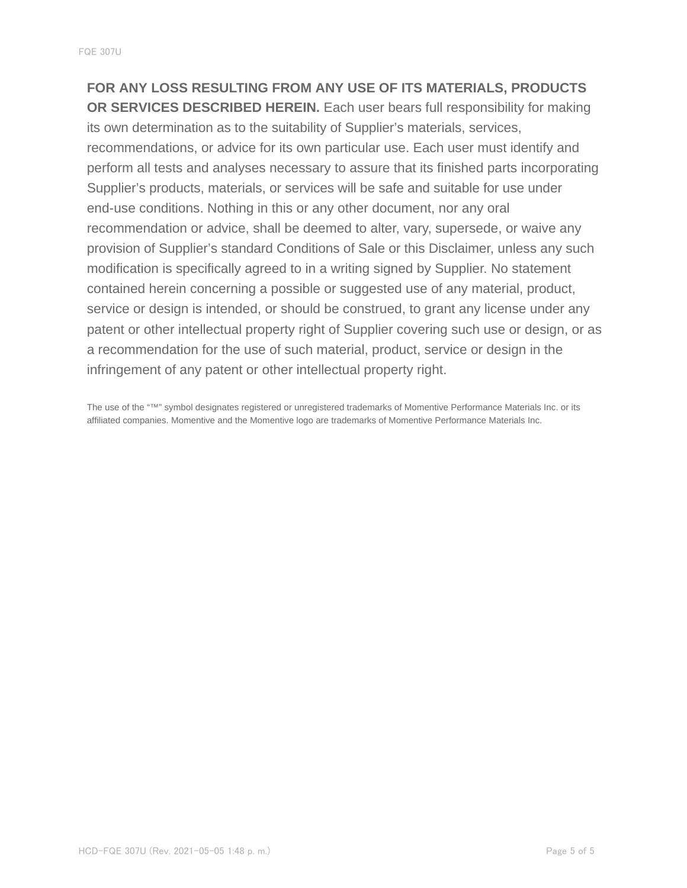**FOR ANY LOSS RESULTING FROM ANY USE OF ITS MATERIALS, PRODUCTS OR SERVICES DESCRIBED HEREIN.** Each user bears full responsibility for making its own determination as to the suitability of Supplier's materials, services, recommendations, or advice for its own particular use. Each user must identify and perform all tests and analyses necessary to assure that its finished parts incorporating Supplier's products, materials, or services will be safe and suitable for use under end-use conditions. Nothing in this or any other document, nor any oral recommendation or advice, shall be deemed to alter, vary, supersede, or waive any provision of Supplier's standard Conditions of Sale or this Disclaimer, unless any such modification is specifically agreed to in a writing signed by Supplier. No statement contained herein concerning a possible or suggested use of any material, product, service or design is intended, or should be construed, to grant any license under any patent or other intellectual property right of Supplier covering such use or design, or as a recommendation for the use of such material, product, service or design in the infringement of any patent or other intellectual property right.

The use of the "™" symbol designates registered or unregistered trademarks of Momentive Performance Materials Inc. or its affiliated companies. Momentive and the Momentive logo are trademarks of Momentive Performance Materials Inc.